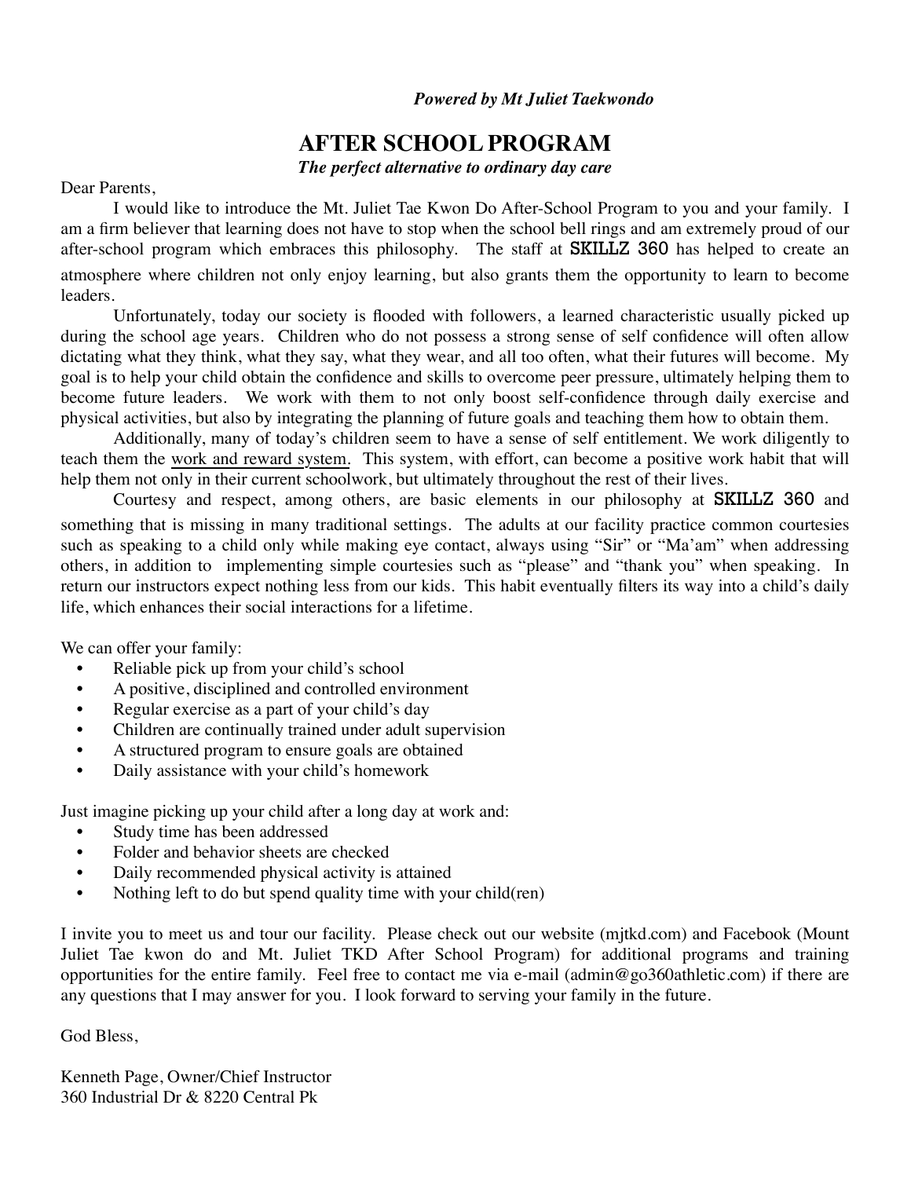*Powered by Mt Juliet Taekwondo*

# AFTER SCHOOL PROGRAM

***The perfect alternative to ordinary day care***

Dear Parents,

I would like to introduce the Mt. Juliet Tae Kwon Do After-School Program to you and your family. I am a firm believer that learning does not have to stop when the school bell rings and am extremely proud of our after-school program which embraces this philosophy. The staff at **SKILLZ 360** has helped to create an atmosphere where children not only enjoy learning, but also grants them the opportunity to learn to become leaders.

Unfortunately, today our society is flooded with followers, a learned characteristic usually picked up during the school age years. Children who do not possess a strong sense of self confidence will often allow dictating what they think, what they say, what they wear, and all too often, what their futures will become. My goal is to help your child obtain the confidence and skills to overcome peer pressure, ultimately helping them to become future leaders. We work with them to not only boost self-confidence through daily exercise and physical activities, but also by integrating the planning of future goals and teaching them how to obtain them.

Additionally, many of today's children seem to have a sense of self entitlement. We work diligently to teach them the <u>work and reward system.</u> This system, with effort, can become a positive work habit that will help them not only in their current schoolwork, but ultimately throughout the rest of their lives.

Courtesy and respect, among others, are basic elements in our philosophy at **SKILLZ 360** and something that is missing in many traditional settings. The adults at our facility practice common courtesies such as speaking to a child only while making eye contact, always using "Sir" or "Ma'am" when addressing others, in addition to implementing simple courtesies such as "please" and "thank you" when speaking. In return our instructors expect nothing less from our kids. This habit eventually filters its way into a child's daily life, which enhances their social interactions for a lifetime.

We can offer your family:

- Reliable pick up from your child's school
- A positive, disciplined and controlled environment
- Regular exercise as a part of your child's day
- Children are continually trained under adult supervision
- A structured program to ensure goals are obtained
- Daily assistance with your child's homework

Just imagine picking up your child after a long day at work and:

- Study time has been addressed
- Folder and behavior sheets are checked
- Daily recommended physical activity is attained
- Nothing left to do but spend quality time with your child(ren)

I invite you to meet us and tour our facility. Please check out our website (mjtkd.com) and Facebook (Mount Juliet Tae kwon do and Mt. Juliet TKD After School Program) for additional programs and training opportunities for the entire family. Feel free to contact me via e-mail (admin@go360athletic.com) if there are any questions that I may answer for you. I look forward to serving your family in the future.

God Bless,

Kenneth Page, Owner/Chief Instructor
360 Industrial Dr & 8220 Central Pk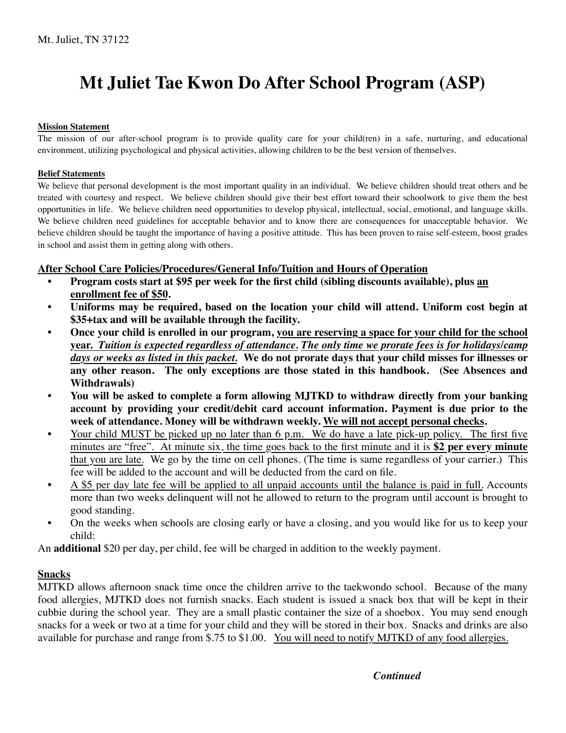Mt. Juliet, TN 37122

# Mt Juliet Tae Kwon Do After School Program (ASP)

**Mission Statement**

The mission of our after-school program is to provide quality care for your child(ren) in a safe, nurturing, and educational environment, utilizing psychological and physical activities, allowing children to be the best version of themselves.

**Belief Statements**

We believe that personal development is the most important quality in an individual. We believe children should treat others and be treated with courtesy and respect. We believe children should give their best effort toward their schoolwork to give them the best opportunities in life. We believe children need opportunities to develop physical, intellectual, social, emotional, and language skills. We believe children need guidelines for acceptable behavior and to know there are consequences for unacceptable behavior. We believe children should be taught the importance of having a positive attitude. This has been proven to raise self-esteem, boost grades in school and assist them in getting along with others.

## After School Care Policies/Procedures/General Info/Tuition and Hours of Operation

- **Program costs start at $95 per week for the first child (sibling discounts available), plus an enrollment fee of $50.**
- **Uniforms may be required, based on the location your child will attend. Uniform cost begin at $35+tax and will be available through the facility.**
- **Once your child is enrolled in our program, you are reserving a space for your child for the school year. *Tuition is expected regardless of attendance. The only time we prorate fees is for holidays/camp days or weeks as listed in this packet.* We do not prorate days that your child misses for illnesses or any other reason. The only exceptions are those stated in this handbook. (See Absences and Withdrawals)**
- **You will be asked to complete a form allowing MJTKD to withdraw directly from your banking account by providing your credit/debit card account information. Payment is due prior to the week of attendance. Money will be withdrawn weekly. We will not accept personal checks.**
- Your child MUST be picked up no later than 6 p.m. We do have a late pick-up policy. The first five minutes are "free". At minute six, the time goes back to the first minute and it is **$2 per every minute** that you are late. We go by the time on cell phones. (The time is same regardless of your carrier.) This fee will be added to the account and will be deducted from the card on file.
- A $5 per day late fee will be applied to all unpaid accounts until the balance is paid in full. Accounts more than two weeks delinquent will not he allowed to return to the program until account is brought to good standing.
- On the weeks when schools are closing early or have a closing, and you would like for us to keep your child:

An **additional** $20 per day, per child, fee will be charged in addition to the weekly payment.

## Snacks

MJTKD allows afternoon snack time once the children arrive to the taekwondo school. Because of the many food allergies, MJTKD does not furnish snacks. Each student is issued a snack box that will be kept in their cubbie during the school year. They are a small plastic container the size of a shoebox. You may send enough snacks for a week or two at a time for your child and they will be stored in their box. Snacks and drinks are also available for purchase and range from $.75 to $1.00. You will need to notify MJTKD of any food allergies.

***Continued***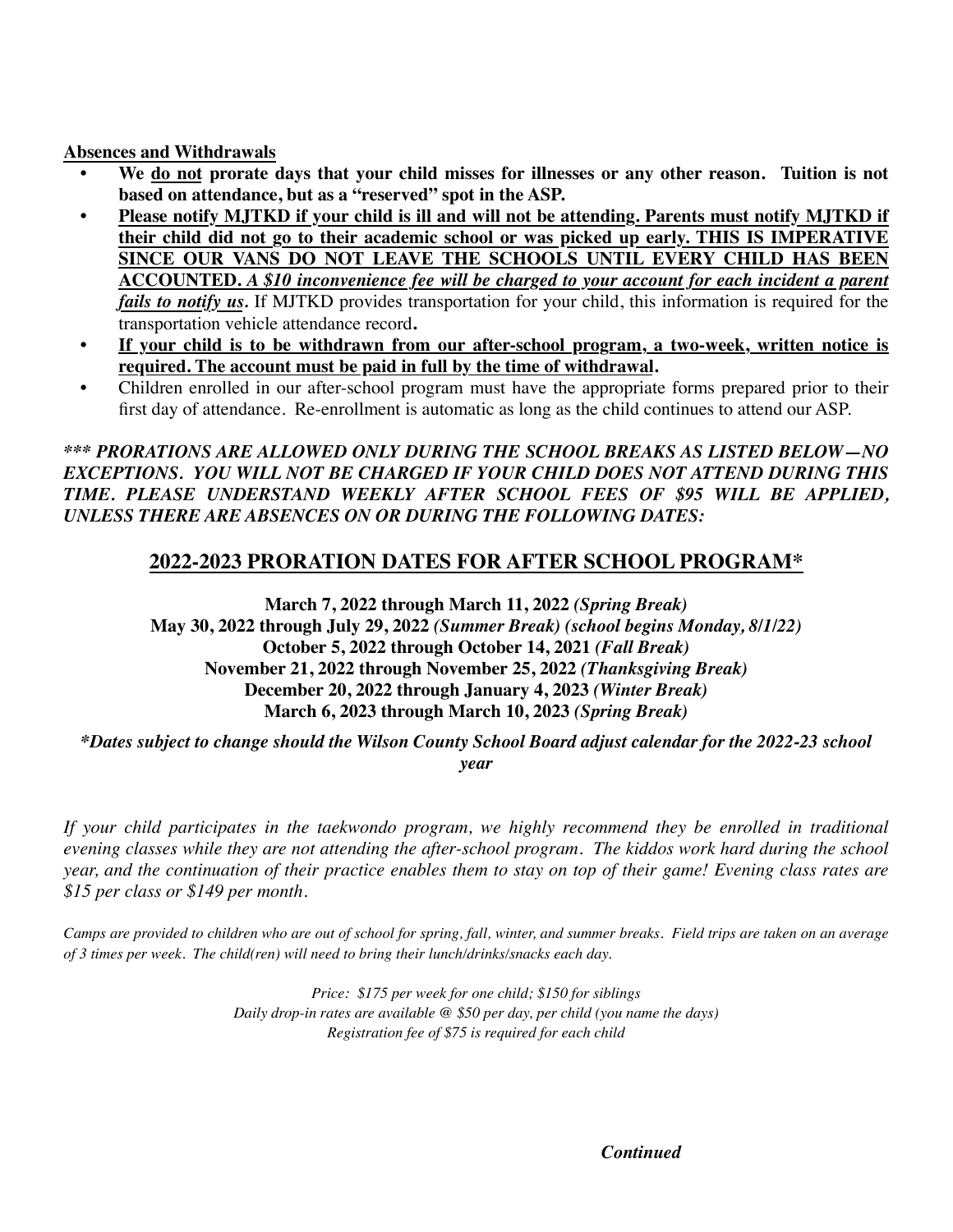**Absences and Withdrawals**

- **We do not prorate days that your child misses for illnesses or any other reason. Tuition is not based on attendance, but as a "reserved" spot in the ASP.**
- **Please notify MJTKD if your child is ill and will not be attending. Parents must notify MJTKD if their child did not go to their academic school or was picked up early. THIS IS IMPERATIVE SINCE OUR VANS DO NOT LEAVE THE SCHOOLS UNTIL EVERY CHILD HAS BEEN ACCOUNTED.** ***A $10 inconvenience fee will be charged to your account for each incident a parent fails to notify us.*** If MJTKD provides transportation for your child, this information is required for the transportation vehicle attendance record**.**
- **If your child is to be withdrawn from our after-school program, a two-week, written notice is required. The account must be paid in full by the time of withdrawal.**
- Children enrolled in our after-school program must have the appropriate forms prepared prior to their first day of attendance. Re-enrollment is automatic as long as the child continues to attend our ASP.

***\*\*\* PRORATIONS ARE ALLOWED ONLY DURING THE SCHOOL BREAKS AS LISTED BELOW—NO EXCEPTIONS. YOU WILL NOT BE CHARGED IF YOUR CHILD DOES NOT ATTEND DURING THIS TIME. PLEASE UNDERSTAND WEEKLY AFTER SCHOOL FEES OF $95 WILL BE APPLIED, UNLESS THERE ARE ABSENCES ON OR DURING THE FOLLOWING DATES:***

## 2022-2023 PRORATION DATES FOR AFTER SCHOOL PROGRAM*

**March 7, 2022 through March 11, 2022** ***(Spring Break)***
**May 30, 2022 through July 29, 2022** ***(Summer Break) (school begins Monday, 8/1/22)***
**October 5, 2022 through October 14, 2021** ***(Fall Break)***
**November 21, 2022 through November 25, 2022** ***(Thanksgiving Break)***
**December 20, 2022 through January 4, 2023** ***(Winter Break)***
**March 6, 2023 through March 10, 2023** ***(Spring Break)***

***\*Dates subject to change should the Wilson County School Board adjust calendar for the 2022-23 school year***

*If your child participates in the taekwondo program, we highly recommend they be enrolled in traditional evening classes while they are not attending the after-school program. The kiddos work hard during the school year, and the continuation of their practice enables them to stay on top of their game! Evening class rates are $15 per class or $149 per month.*

*Camps are provided to children who are out of school for spring, fall, winter, and summer breaks. Field trips are taken on an average of 3 times per week. The child(ren) will need to bring their lunch/drinks/snacks each day.*

*Price: $175 per week for one child; $150 for siblings*
*Daily drop-in rates are available @ $50 per day, per child (you name the days)*
*Registration fee of $75 is required for each child*

***Continued***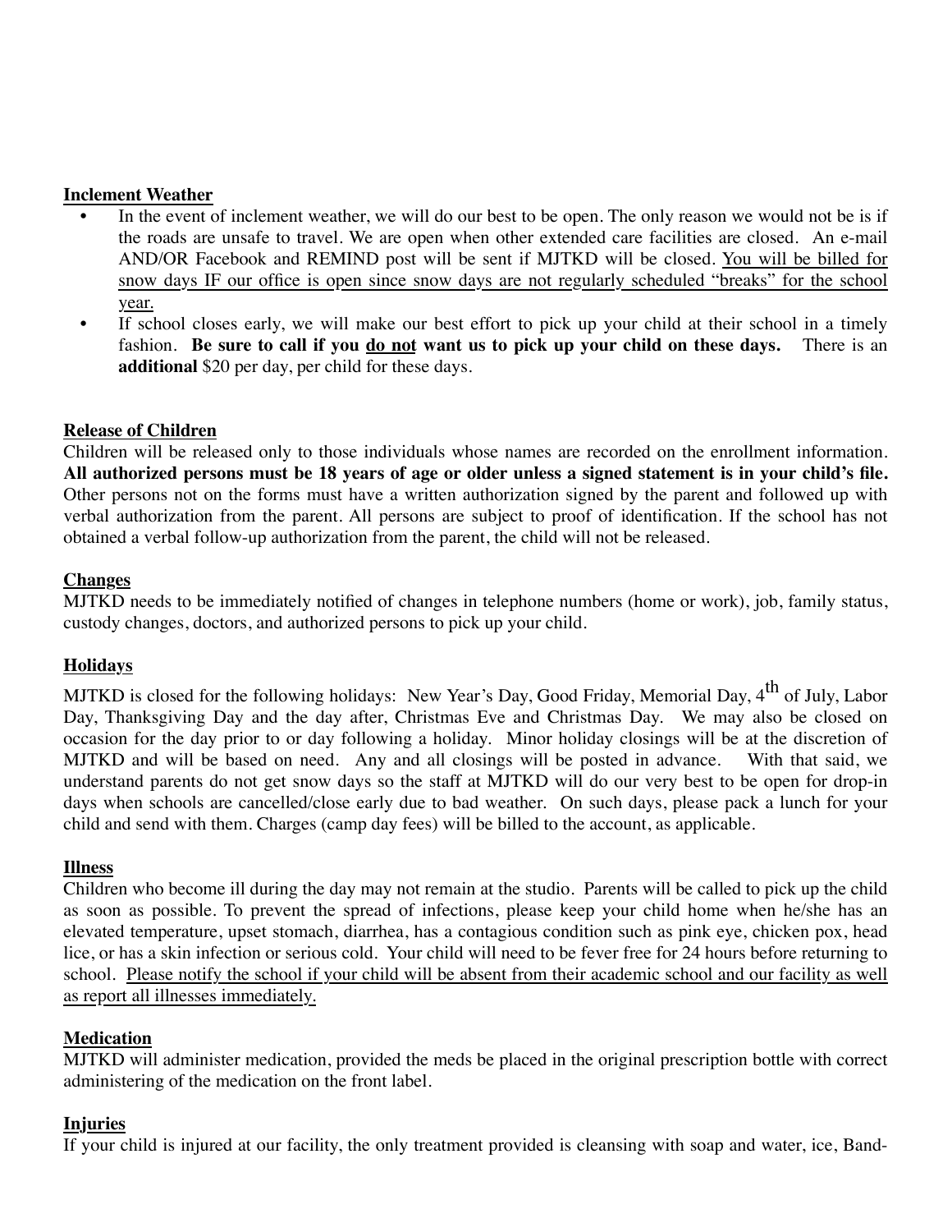**Inclement Weather**

- In the event of inclement weather, we will do our best to be open. The only reason we would not be is if the roads are unsafe to travel. We are open when other extended care facilities are closed. An e-mail AND/OR Facebook and REMIND post will be sent if MJTKD will be closed. <u>You will be billed for snow days IF our office is open since snow days are not regularly scheduled "breaks" for the school year.</u>
- If school closes early, we will make our best effort to pick up your child at their school in a timely fashion. **Be sure to call if you <u>do not</u> want us to pick up your child on these days.** There is an **additional** $20 per day, per child for these days.

**Release of Children**

Children will be released only to those individuals whose names are recorded on the enrollment information. **All authorized persons must be 18 years of age or older unless a signed statement is in your child's file.** Other persons not on the forms must have a written authorization signed by the parent and followed up with verbal authorization from the parent. All persons are subject to proof of identification. If the school has not obtained a verbal follow-up authorization from the parent, the child will not be released.

**Changes**

MJTKD needs to be immediately notified of changes in telephone numbers (home or work), job, family status, custody changes, doctors, and authorized persons to pick up your child.

**Holidays**

MJTKD is closed for the following holidays: New Year's Day, Good Friday, Memorial Day, 4th of July, Labor Day, Thanksgiving Day and the day after, Christmas Eve and Christmas Day. We may also be closed on occasion for the day prior to or day following a holiday. Minor holiday closings will be at the discretion of MJTKD and will be based on need. Any and all closings will be posted in advance. With that said, we understand parents do not get snow days so the staff at MJTKD will do our very best to be open for drop-in days when schools are cancelled/close early due to bad weather. On such days, please pack a lunch for your child and send with them. Charges (camp day fees) will be billed to the account, as applicable.

**Illness**

Children who become ill during the day may not remain at the studio. Parents will be called to pick up the child as soon as possible. To prevent the spread of infections, please keep your child home when he/she has an elevated temperature, upset stomach, diarrhea, has a contagious condition such as pink eye, chicken pox, head lice, or has a skin infection or serious cold. Your child will need to be fever free for 24 hours before returning to school. <u>Please notify the school if your child will be absent from their academic school and our facility as well as report all illnesses immediately.</u>

**Medication**

MJTKD will administer medication, provided the meds be placed in the original prescription bottle with correct administering of the medication on the front label.

**Injuries**

If your child is injured at our facility, the only treatment provided is cleansing with soap and water, ice, Band-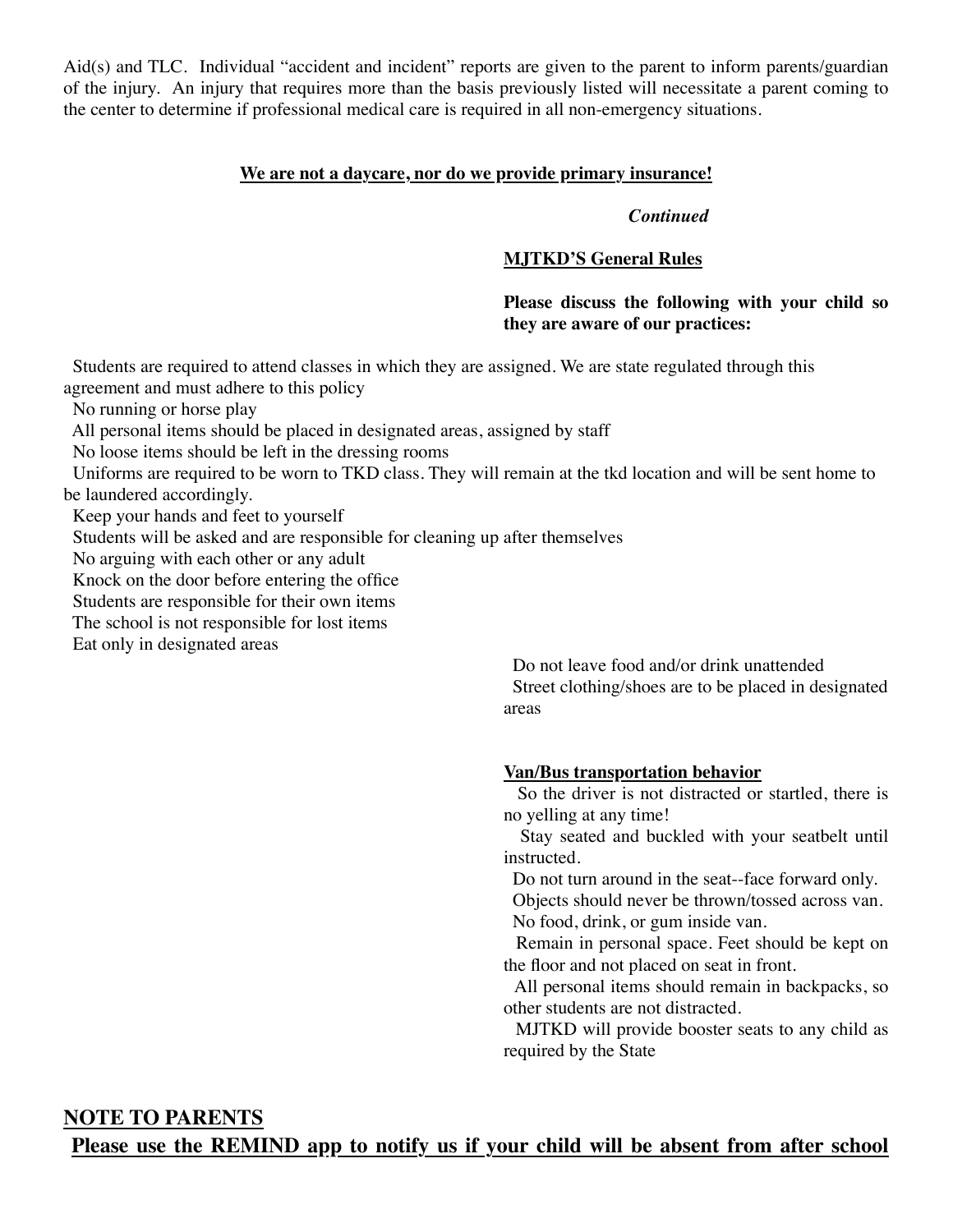Aid(s) and TLC. Individual "accident and incident" reports are given to the parent to inform parents/guardian of the injury. An injury that requires more than the basis previously listed will necessitate a parent coming to the center to determine if professional medical care is required in all non-emergency situations.

**We are not a daycare, nor do we provide primary insurance!**

***Continued***

**MJTKD'S General Rules**

**Please discuss the following with your child so they are aware of our practices:**

- Students are required to attend classes in which they are assigned. We are state regulated through this agreement and must adhere to this policy
- No running or horse play
- All personal items should be placed in designated areas, assigned by staff
- No loose items should be left in the dressing rooms
- Uniforms are required to be worn to TKD class. They will remain at the tkd location and will be sent home to be laundered accordingly.
- Keep your hands and feet to yourself
- Students will be asked and are responsible for cleaning up after themselves
- No arguing with each other or any adult
- Knock on the door before entering the office
- Students are responsible for their own items
- The school is not responsible for lost items
- Eat only in designated areas
- Do not leave food and/or drink unattended
- Street clothing/shoes are to be placed in designated areas

**Van/Bus transportation behavior**

- So the driver is not distracted or startled, there is no yelling at any time!
- Stay seated and buckled with your seatbelt until instructed.
- Do not turn around in the seat--face forward only.
- Objects should never be thrown/tossed across van.
- No food, drink, or gum inside van.
- Remain in personal space. Feet should be kept on the floor and not placed on seat in front.
- All personal items should remain in backpacks, so other students are not distracted.
- MJTKD will provide booster seats to any child as required by the State

**NOTE TO PARENTS**

**Please use the REMIND app to notify us if your child will be absent from after school**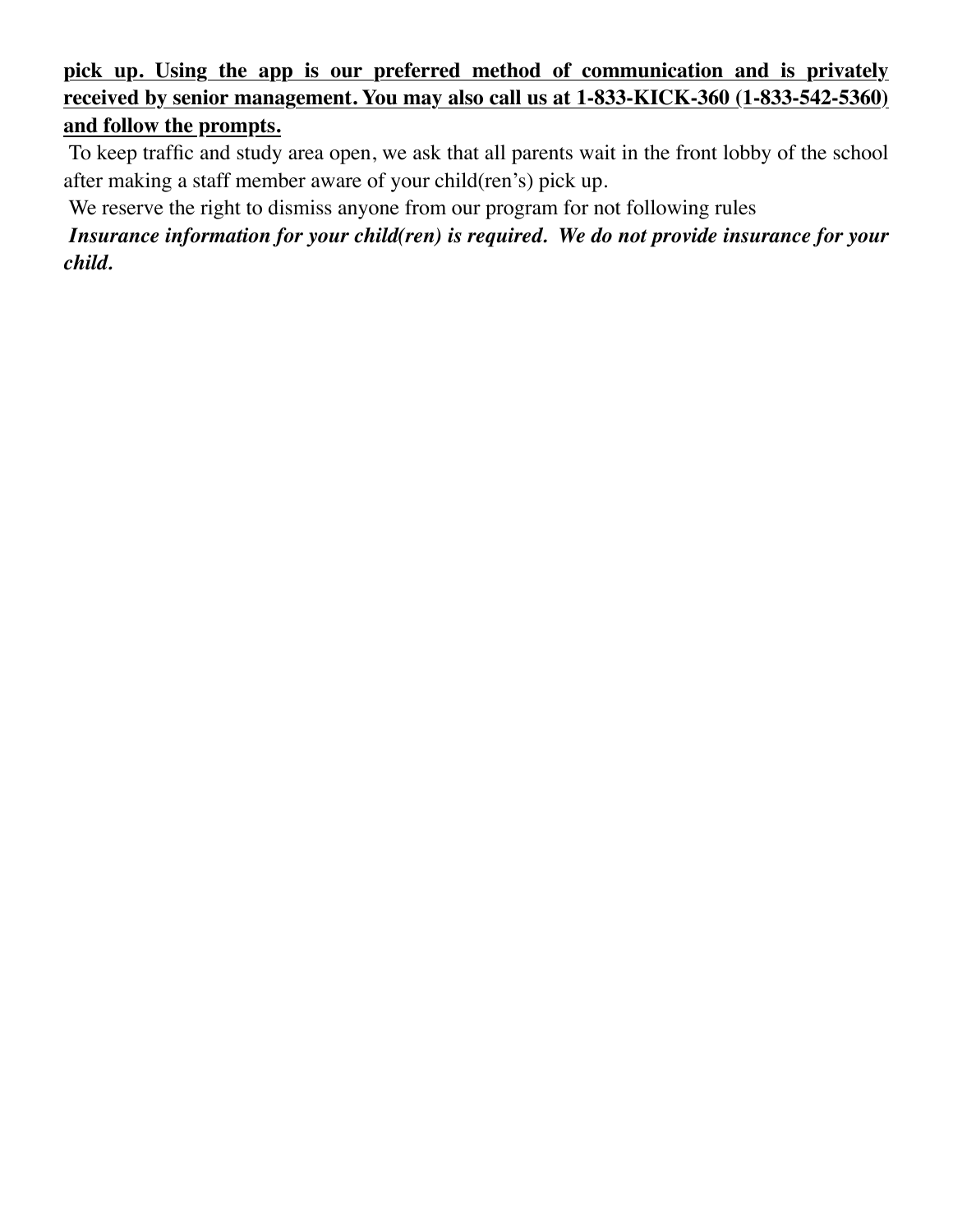**<u>pick up. Using the app is our preferred method of communication and is privately received by senior management. You may also call us at 1-833-KICK-360 (1-833-542-5360) and follow the prompts.</u>**

To keep traffic and study area open, we ask that all parents wait in the front lobby of the school after making a staff member aware of your child(ren's) pick up.

We reserve the right to dismiss anyone from our program for not following rules

***Insurance information for your child(ren) is required. We do not provide insurance for your child.***